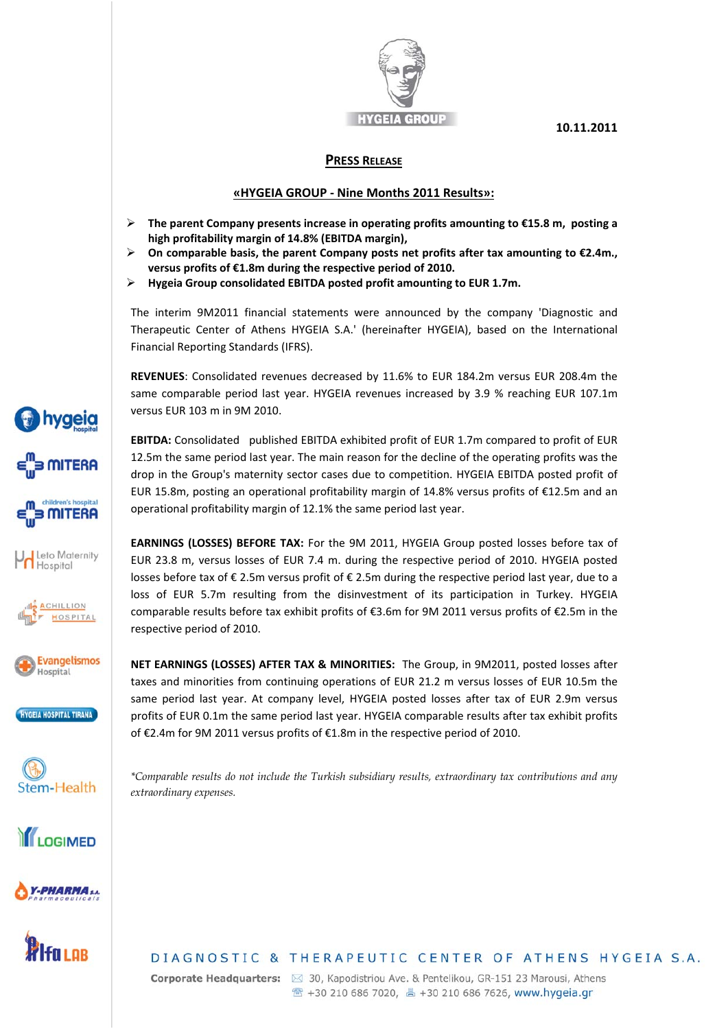HYGEIA GROUP

**10.11.2011**

## PRESS RELEASE

### «HYGEIA GROUP - Nine Months 2011 Results»:

- **The parent Company presents increase in operating profits amounting to €15.8 m, posting a high profitability margin of 14.8% (EBITDA margin),**
- **On comparable basis, the parent Company posts net profits after tax amounting to €2.4m., versus profits of €1.8m during the respective period of 2010.**
- **Hygeia Group consolidated EBITDA posted profit amounting to EUR 1.7m.**

The interim 9M2011 financial statements were announced by the company 'Diagnostic and Therapeutic Center of Athens HYGEIA S.A.' (hereinafter HYGEIA), based on the International Financial Reporting Standards (IFRS).

**REVENUES**: Consolidated revenues decreased by 11.6% to EUR 184.2m versus EUR 208.4m the same comparable period last year. HYGEIA revenues increased by 3.9 % reaching EUR 107.1m versus EUR 103 m in 9M 2010.

**EBITDA:** Consolidated published EBITDA exhibited profit of EUR 1.7m compared to profit of EUR 12.5m the same period last year. The main reason for the decline of the operating profits was the drop in the Group's maternity sector cases due to competition. HYGEIA EBITDA posted profit of EUR 15.8m, posting an operational profitability margin of 14.8% versus profits of €12.5m and an operational profitability margin of 12.1% the same period last year.

**EARNINGS (LOSSES) BEFORE TAX:** For the 9M 2011, HYGEIA Group posted losses before tax of EUR 23.8 m, versus losses of EUR 7.4 m. during the respective period of 2010. HYGEIA posted losses before tax of € 2.5m versus profit of € 2.5m during the respective period last year, due to a loss of EUR 5.7m resulting from the disinvestment of its participation in Turkey. HYGEIA comparable results before tax exhibit profits of €3.6m for 9M 2011 versus profits of €2.5m in the respective period of 2010.

**NET EARNINGS (LOSSES) AFTER TAX & MINORITIES:** The Group, in 9M2011, posted losses after taxes and minorities from continuing operations of EUR 21.2 m versus losses of EUR 10.5m the same period last year. At company level, HYGEIA posted losses after tax of EUR 2.9m versus profits of EUR 0.1m the same period last year. HYGEIA comparable results after tax exhibit profits of €2.4m for 9M 2011 versus profits of €1.8m in the respective period of 2010.

*\*Comparable results do not include the Turkish subsidiary results, extraordinary tax contributions and any extraordinary expenses.*

DIAGNOSTIC & THERAPEUTIC CENTER OF ATHENS HYGEIA S.A.

**Corporate Headquarters:** 30, Kapodistriou Ave. & Pentelikou, GR-151 23 Marousi, Athens
+30 210 686 7020, +30 210 686 7626, www.hygeia.gr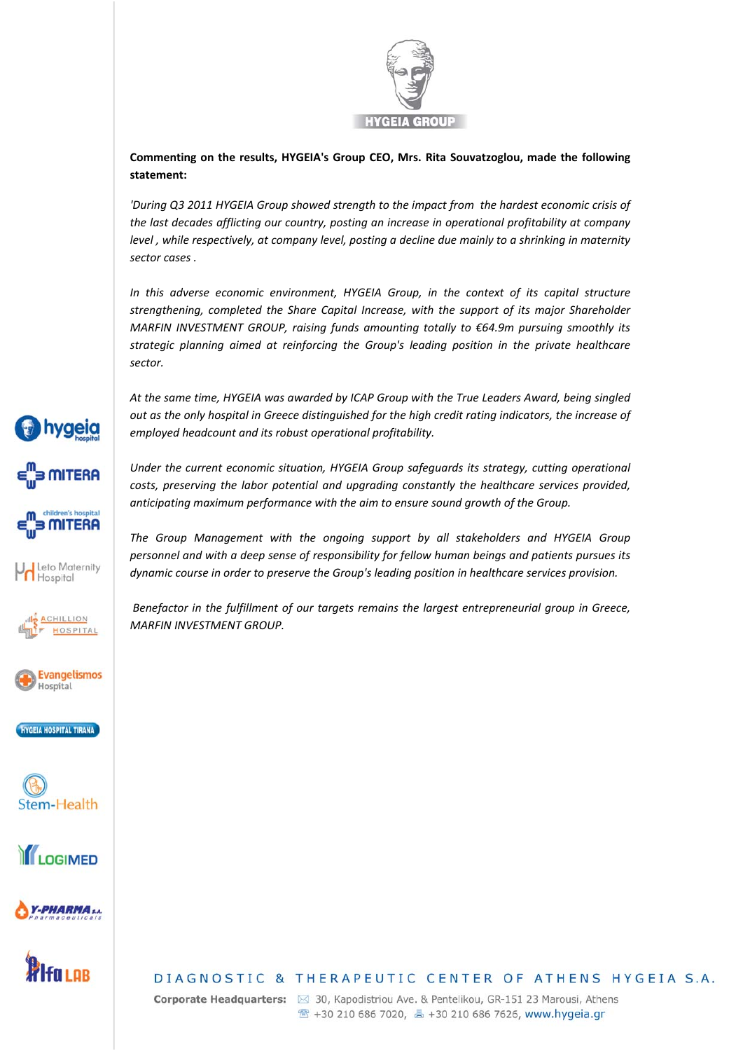**Commenting on the results, HYGEIA's Group CEO, Mrs. Rita Souvatzoglou, made the following statement:**

*'During Q3 2011 HYGEIA Group showed strength to the impact from the hardest economic crisis of the last decades afflicting our country, posting an increase in operational profitability at company level , while respectively, at company level, posting a decline due mainly to a shrinking in maternity sector cases .*

*In this adverse economic environment, HYGEIA Group, in the context of its capital structure strengthening, completed the Share Capital Increase, with the support of its major Shareholder MARFIN INVESTMENT GROUP, raising funds amounting totally to €64.9m pursuing smoothly its strategic planning aimed at reinforcing the Group's leading position in the private healthcare sector.*

*At the same time, HYGEIA was awarded by ICAP Group with the True Leaders Award, being singled out as the only hospital in Greece distinguished for the high credit rating indicators, the increase of employed headcount and its robust operational profitability.*

*Under the current economic situation, HYGEIA Group safeguards its strategy, cutting operational costs, preserving the labor potential and upgrading constantly the healthcare services provided, anticipating maximum performance with the aim to ensure sound growth of the Group.*

*The Group Management with the ongoing support by all stakeholders and HYGEIA Group personnel and with a deep sense of responsibility for fellow human beings and patients pursues its dynamic course in order to preserve the Group's leading position in healthcare services provision.*

*Benefactor in the fulfillment of our targets remains the largest entrepreneurial group in Greece, MARFIN INVESTMENT GROUP.*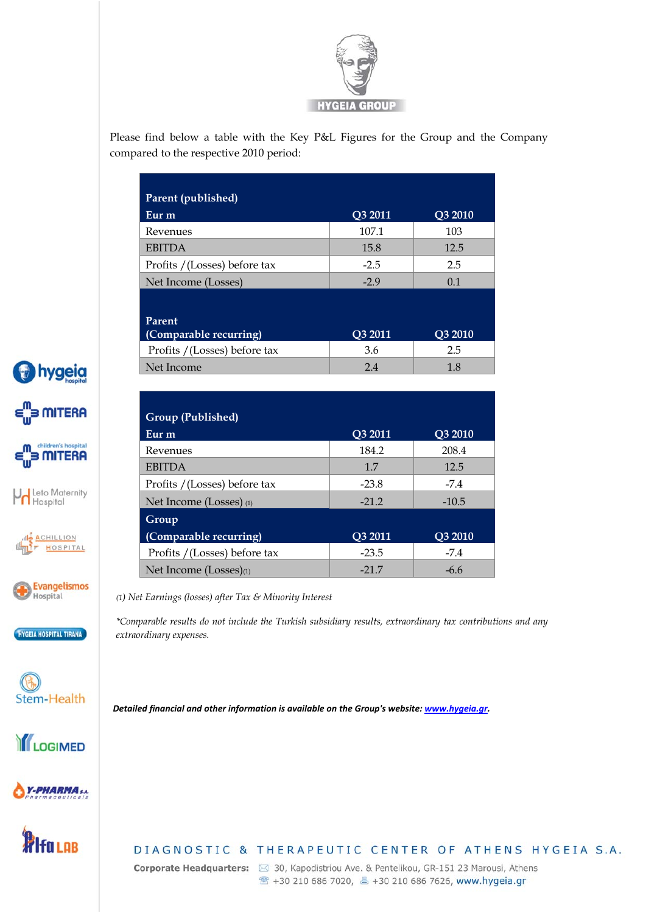Please find below a table with the Key P&L Figures for the Group and the Company compared to the respective 2010 period:

| Parent (published) Eur m | Q3 2011 | Q3 2010 |
|---|---|---|
| Revenues | 107.1 | 103 |
| EBITDA | 15.8 | 12.5 |
| Profits / (Losses) before tax | -2.5 | 2.5 |
| Net Income (Losses) | -2.9 | 0.1 |
| **Parent (Comparable recurring)** | **Q3 2011** | **Q3 2010** |
| Profits / (Losses) before tax | 3.6 | 2.5 |
| Net Income | 2.4 | 1.8 |

| Group (Published) Eur m | Q3 2011 | Q3 2010 |
|---|---|---|
| Revenues | 184.2 | 208.4 |
| EBITDA | 1.7 | 12.5 |
| Profits / (Losses) before tax | -23.8 | -7.4 |
| Net Income (Losses) (1) | -21.2 | -10.5 |
| **Group (Comparable recurring)** | **Q3 2011** | **Q3 2010** |
| Profits / (Losses) before tax | -23.5 | -7.4 |
| Net Income (Losses)(1) | -21.7 | -6.6 |

*(1) Net Earnings (losses) after Tax & Minority Interest*

**Comparable results do not include the Turkish subsidiary results, extraordinary tax contributions and any extraordinary expenses.*

***Detailed financial and other information is available on the Group's website: www.hygeia.gr.***